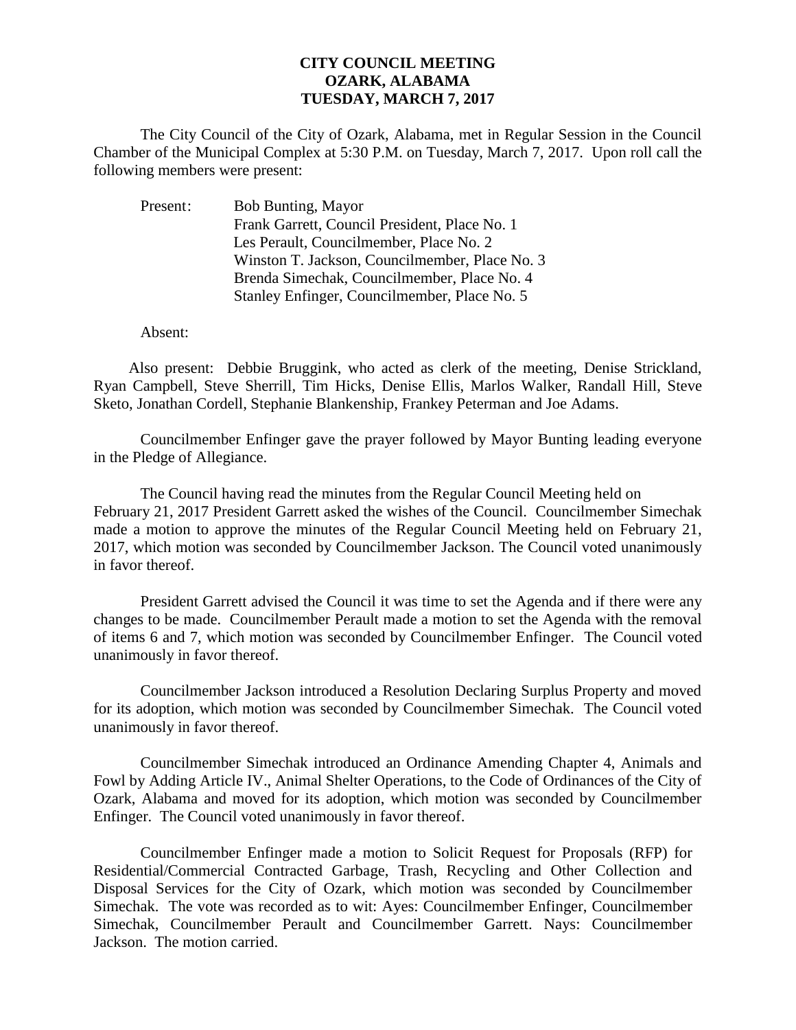**CITY COUNCIL MEETING**
**OZARK, ALABAMA**
**TUESDAY, MARCH 7, 2017**

The City Council of the City of Ozark, Alabama, met in Regular Session in the Council Chamber of the Municipal Complex at 5:30 P.M. on Tuesday, March 7, 2017. Upon roll call the following members were present:

Present: Bob Bunting, Mayor
Frank Garrett, Council President, Place No. 1
Les Perault, Councilmember, Place No. 2
Winston T. Jackson, Councilmember, Place No. 3
Brenda Simechak, Councilmember, Place No. 4
Stanley Enfinger, Councilmember, Place No. 5

Absent:

Also present: Debbie Bruggink, who acted as clerk of the meeting, Denise Strickland, Ryan Campbell, Steve Sherrill, Tim Hicks, Denise Ellis, Marlos Walker, Randall Hill, Steve Sketo, Jonathan Cordell, Stephanie Blankenship, Frankey Peterman and Joe Adams.

Councilmember Enfinger gave the prayer followed by Mayor Bunting leading everyone in the Pledge of Allegiance.

The Council having read the minutes from the Regular Council Meeting held on February 21, 2017 President Garrett asked the wishes of the Council. Councilmember Simechak made a motion to approve the minutes of the Regular Council Meeting held on February 21, 2017, which motion was seconded by Councilmember Jackson. The Council voted unanimously in favor thereof.

President Garrett advised the Council it was time to set the Agenda and if there were any changes to be made. Councilmember Perault made a motion to set the Agenda with the removal of items 6 and 7, which motion was seconded by Councilmember Enfinger. The Council voted unanimously in favor thereof.

Councilmember Jackson introduced a Resolution Declaring Surplus Property and moved for its adoption, which motion was seconded by Councilmember Simechak. The Council voted unanimously in favor thereof.

Councilmember Simechak introduced an Ordinance Amending Chapter 4, Animals and Fowl by Adding Article IV., Animal Shelter Operations, to the Code of Ordinances of the City of Ozark, Alabama and moved for its adoption, which motion was seconded by Councilmember Enfinger. The Council voted unanimously in favor thereof.

Councilmember Enfinger made a motion to Solicit Request for Proposals (RFP) for Residential/Commercial Contracted Garbage, Trash, Recycling and Other Collection and Disposal Services for the City of Ozark, which motion was seconded by Councilmember Simechak. The vote was recorded as to wit: Ayes: Councilmember Enfinger, Councilmember Simechak, Councilmember Perault and Councilmember Garrett. Nays: Councilmember Jackson. The motion carried.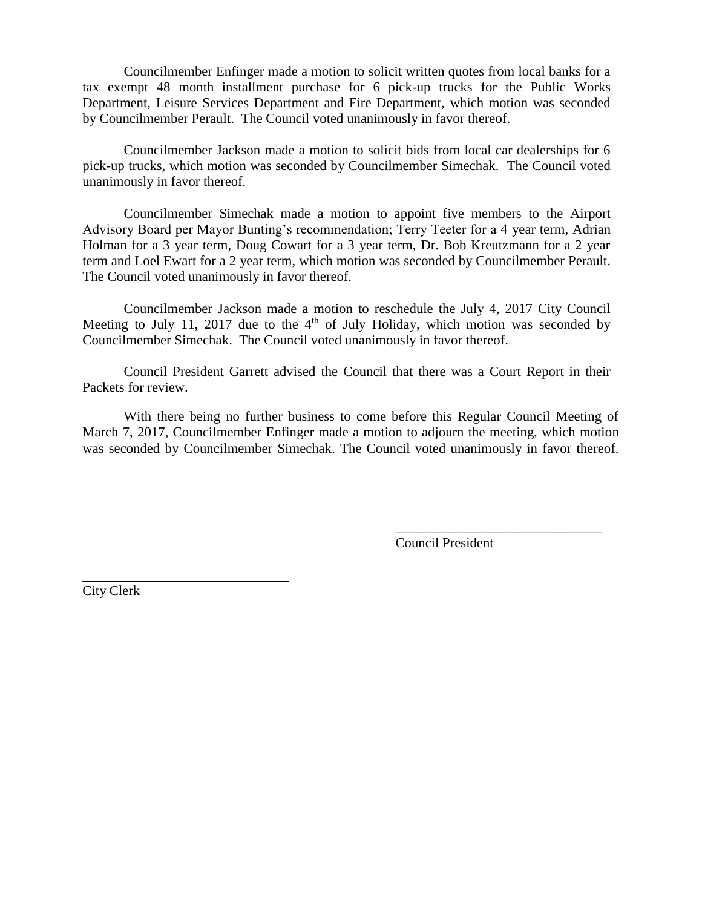Councilmember Enfinger made a motion to solicit written quotes from local banks for a tax exempt 48 month installment purchase for 6 pick-up trucks for the Public Works Department, Leisure Services Department and Fire Department, which motion was seconded by Councilmember Perault. The Council voted unanimously in favor thereof.

Councilmember Jackson made a motion to solicit bids from local car dealerships for 6 pick-up trucks, which motion was seconded by Councilmember Simechak. The Council voted unanimously in favor thereof.

Councilmember Simechak made a motion to appoint five members to the Airport Advisory Board per Mayor Bunting's recommendation; Terry Teeter for a 4 year term, Adrian Holman for a 3 year term, Doug Cowart for a 3 year term, Dr. Bob Kreutzmann for a 2 year term and Loel Ewart for a 2 year term, which motion was seconded by Councilmember Perault. The Council voted unanimously in favor thereof.

Councilmember Jackson made a motion to reschedule the July 4, 2017 City Council Meeting to July 11, 2017 due to the 4th of July Holiday, which motion was seconded by Councilmember Simechak. The Council voted unanimously in favor thereof.

Council President Garrett advised the Council that there was a Court Report in their Packets for review.

With there being no further business to come before this Regular Council Meeting of March 7, 2017, Councilmember Enfinger made a motion to adjourn the meeting, which motion was seconded by Councilmember Simechak. The Council voted unanimously in favor thereof.

\_\_\_\_\_\_\_\_\_\_\_\_\_\_\_\_\_\_\_\_\_\_\_\_\_\_\_\_\_\_

Council President

\_\_\_\_\_\_\_\_\_\_\_\_\_\_\_\_\_\_\_\_\_\_\_\_\_\_\_\_\_\_

City Clerk